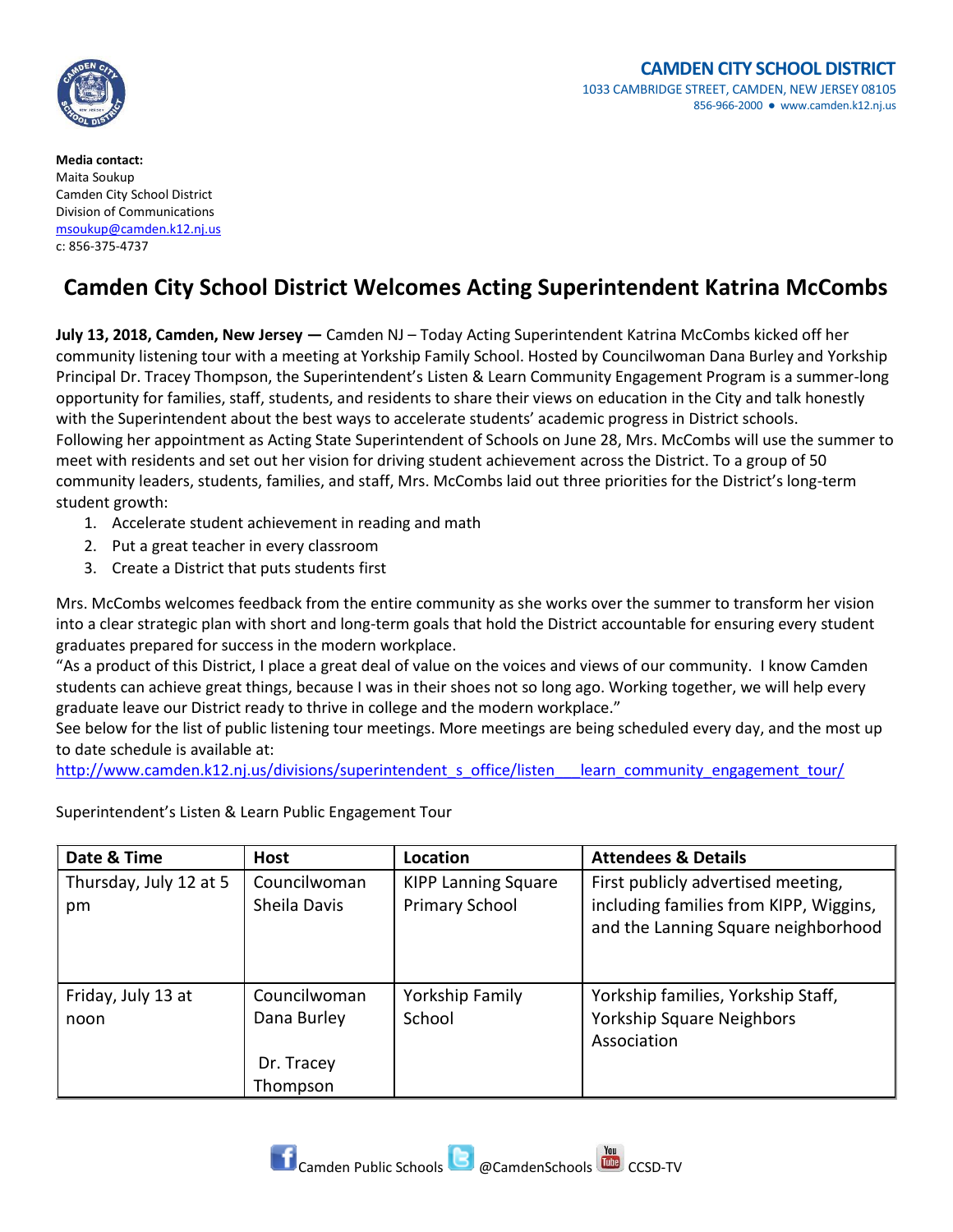**CAMDEN CITY SCHOOL DISTRICT**
1033 CAMBRIDGE STREET, CAMDEN, NEW JERSEY 08105
856-966-2000 ● www.camden.k12.nj.us

**Media contact:**
Maita Soukup
Camden City School District
Division of Communications
msoukup@camden.k12.nj.us
c: 856-375-4737

# Camden City School District Welcomes Acting Superintendent Katrina McCombs

**July 13, 2018, Camden, New Jersey —** Camden NJ – Today Acting Superintendent Katrina McCombs kicked off her community listening tour with a meeting at Yorkship Family School. Hosted by Councilwoman Dana Burley and Yorkship Principal Dr. Tracey Thompson, the Superintendent's Listen & Learn Community Engagement Program is a summer-long opportunity for families, staff, students, and residents to share their views on education in the City and talk honestly with the Superintendent about the best ways to accelerate students' academic progress in District schools.
Following her appointment as Acting State Superintendent of Schools on June 28, Mrs. McCombs will use the summer to meet with residents and set out her vision for driving student achievement across the District. To a group of 50 community leaders, students, families, and staff, Mrs. McCombs laid out three priorities for the District's long-term student growth:

1. Accelerate student achievement in reading and math
2. Put a great teacher in every classroom
3. Create a District that puts students first

Mrs. McCombs welcomes feedback from the entire community as she works over the summer to transform her vision into a clear strategic plan with short and long-term goals that hold the District accountable for ensuring every student graduates prepared for success in the modern workplace.
"As a product of this District, I place a great deal of value on the voices and views of our community. I know Camden students can achieve great things, because I was in their shoes not so long ago. Working together, we will help every graduate leave our District ready to thrive in college and the modern workplace."
See below for the list of public listening tour meetings. More meetings are being scheduled every day, and the most up to date schedule is available at:
http://www.camden.k12.nj.us/divisions/superintendent_s_office/listen___learn_community_engagement_tour/

Superintendent's Listen & Learn Public Engagement Tour

| Date & Time | Host | Location | Attendees & Details |
|---|---|---|---|
| Thursday, July 12 at 5 pm | Councilwoman Sheila Davis | KIPP Lanning Square Primary School | First publicly advertised meeting, including families from KIPP, Wiggins, and the Lanning Square neighborhood |
| Friday, July 13 at noon | Councilwoman Dana Burley<br><br>Dr. Tracey Thompson | Yorkship Family School | Yorkship families, Yorkship Staff, Yorkship Square Neighbors Association |

Camden Public Schools @CamdenSchools CCSD-TV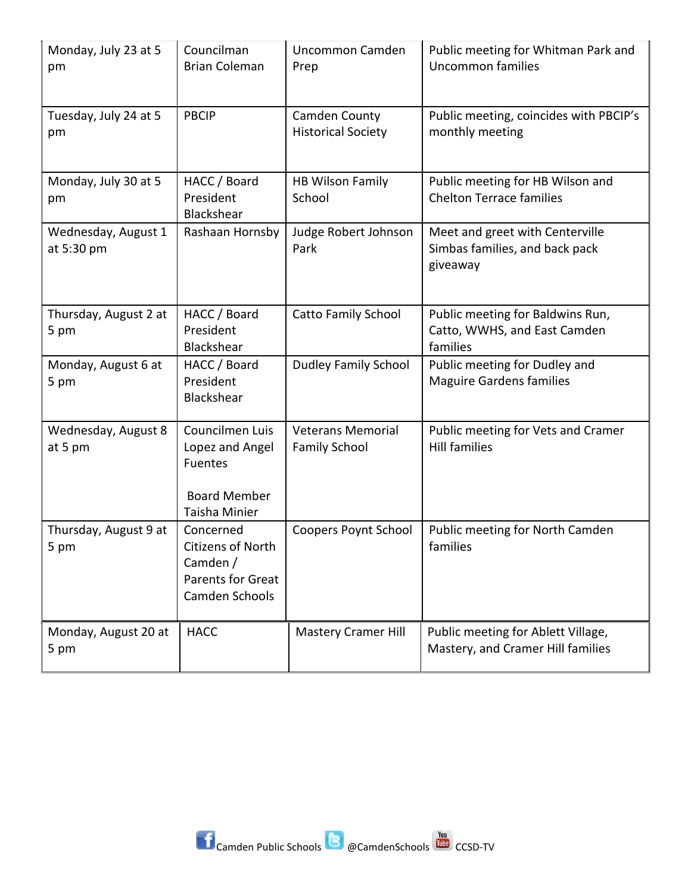| | | | |
|---|---|---|---|
| Monday, July 23 at 5 pm | Councilman Brian Coleman | Uncommon Camden Prep | Public meeting for Whitman Park and Uncommon families |
| Tuesday, July 24 at 5 pm | PBCIP | Camden County Historical Society | Public meeting, coincides with PBCIP's monthly meeting |
| Monday, July 30 at 5 pm | HACC / Board President Blackshear | HB Wilson Family School | Public meeting for HB Wilson and Chelton Terrace families |
| Wednesday, August 1 at 5:30 pm | Rashaan Hornsby | Judge Robert Johnson Park | Meet and greet with Centerville Simbas families, and back pack giveaway |
| Thursday, August 2 at 5 pm | HACC / Board President Blackshear | Catto Family School | Public meeting for Baldwins Run, Catto, WWHS, and East Camden families |
| Monday, August 6 at 5 pm | HACC / Board President Blackshear | Dudley Family School | Public meeting for Dudley and Maguire Gardens families |
| Wednesday, August 8 at 5 pm | Councilmen Luis Lopez and Angel Fuentes<br><br>Board Member Taisha Minier | Veterans Memorial Family School | Public meeting for Vets and Cramer Hill families |
| Thursday, August 9 at 5 pm | Concerned Citizens of North Camden / Parents for Great Camden Schools | Coopers Poynt School | Public meeting for North Camden families |
| Monday, August 20 at 5 pm | HACC | Mastery Cramer Hill | Public meeting for Ablett Village, Mastery, and Cramer Hill families |

Camden Public Schools @CamdenSchools CCSD-TV